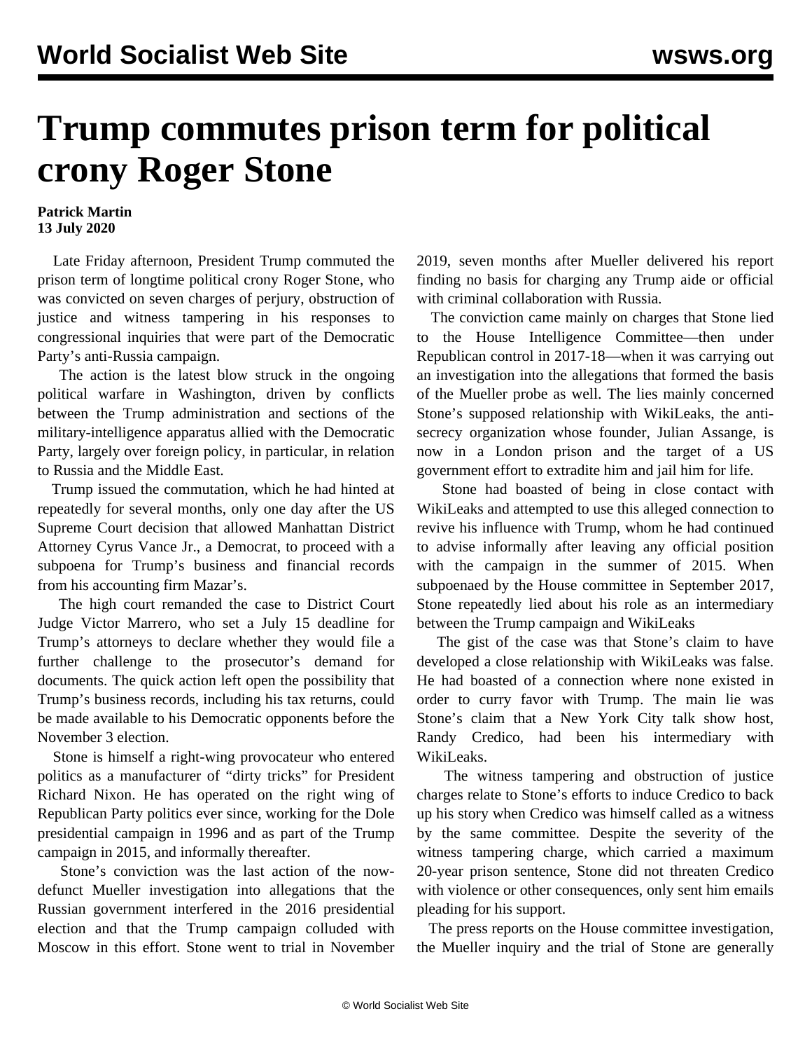# Trump commutes prison term for political crony Roger Stone

**Patrick Martin**
**13 July 2020**

Late Friday afternoon, President Trump commuted the prison term of longtime political crony Roger Stone, who was convicted on seven charges of perjury, obstruction of justice and witness tampering in his responses to congressional inquiries that were part of the Democratic Party's anti-Russia campaign.

The action is the latest blow struck in the ongoing political warfare in Washington, driven by conflicts between the Trump administration and sections of the military-intelligence apparatus allied with the Democratic Party, largely over foreign policy, in particular, in relation to Russia and the Middle East.

Trump issued the commutation, which he had hinted at repeatedly for several months, only one day after the US Supreme Court decision that allowed Manhattan District Attorney Cyrus Vance Jr., a Democrat, to proceed with a subpoena for Trump's business and financial records from his accounting firm Mazar's.

The high court remanded the case to District Court Judge Victor Marrero, who set a July 15 deadline for Trump's attorneys to declare whether they would file a further challenge to the prosecutor's demand for documents. The quick action left open the possibility that Trump's business records, including his tax returns, could be made available to his Democratic opponents before the November 3 election.

Stone is himself a right-wing provocateur who entered politics as a manufacturer of "dirty tricks" for President Richard Nixon. He has operated on the right wing of Republican Party politics ever since, working for the Dole presidential campaign in 1996 and as part of the Trump campaign in 2015, and informally thereafter.

Stone's conviction was the last action of the now-defunct Mueller investigation into allegations that the Russian government interfered in the 2016 presidential election and that the Trump campaign colluded with Moscow in this effort. Stone went to trial in November 2019, seven months after Mueller delivered his report finding no basis for charging any Trump aide or official with criminal collaboration with Russia.

The conviction came mainly on charges that Stone lied to the House Intelligence Committee—then under Republican control in 2017-18—when it was carrying out an investigation into the allegations that formed the basis of the Mueller probe as well. The lies mainly concerned Stone's supposed relationship with WikiLeaks, the anti-secrecy organization whose founder, Julian Assange, is now in a London prison and the target of a US government effort to extradite him and jail him for life.

Stone had boasted of being in close contact with WikiLeaks and attempted to use this alleged connection to revive his influence with Trump, whom he had continued to advise informally after leaving any official position with the campaign in the summer of 2015. When subpoenaed by the House committee in September 2017, Stone repeatedly lied about his role as an intermediary between the Trump campaign and WikiLeaks

The gist of the case was that Stone's claim to have developed a close relationship with WikiLeaks was false. He had boasted of a connection where none existed in order to curry favor with Trump. The main lie was Stone's claim that a New York City talk show host, Randy Credico, had been his intermediary with WikiLeaks.

The witness tampering and obstruction of justice charges relate to Stone's efforts to induce Credico to back up his story when Credico was himself called as a witness by the same committee. Despite the severity of the witness tampering charge, which carried a maximum 20-year prison sentence, Stone did not threaten Credico with violence or other consequences, only sent him emails pleading for his support.

The press reports on the House committee investigation, the Mueller inquiry and the trial of Stone are generally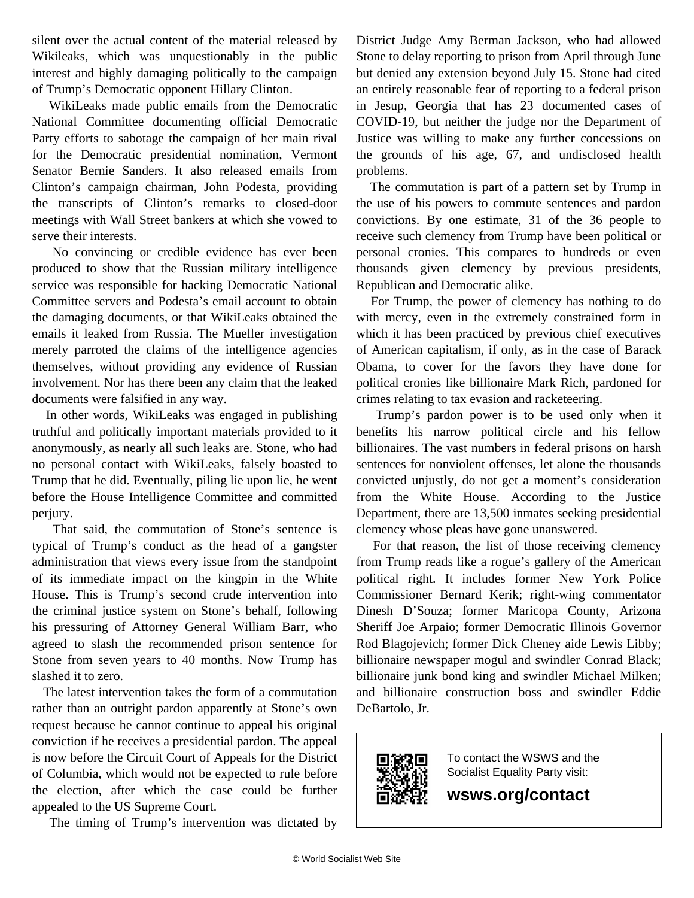silent over the actual content of the material released by Wikileaks, which was unquestionably in the public interest and highly damaging politically to the campaign of Trump's Democratic opponent Hillary Clinton.

WikiLeaks made public emails from the Democratic National Committee documenting official Democratic Party efforts to sabotage the campaign of her main rival for the Democratic presidential nomination, Vermont Senator Bernie Sanders. It also released emails from Clinton's campaign chairman, John Podesta, providing the transcripts of Clinton's remarks to closed-door meetings with Wall Street bankers at which she vowed to serve their interests.

No convincing or credible evidence has ever been produced to show that the Russian military intelligence service was responsible for hacking Democratic National Committee servers and Podesta's email account to obtain the damaging documents, or that WikiLeaks obtained the emails it leaked from Russia. The Mueller investigation merely parroted the claims of the intelligence agencies themselves, without providing any evidence of Russian involvement. Nor has there been any claim that the leaked documents were falsified in any way.

In other words, WikiLeaks was engaged in publishing truthful and politically important materials provided to it anonymously, as nearly all such leaks are. Stone, who had no personal contact with WikiLeaks, falsely boasted to Trump that he did. Eventually, piling lie upon lie, he went before the House Intelligence Committee and committed perjury.

That said, the commutation of Stone's sentence is typical of Trump's conduct as the head of a gangster administration that views every issue from the standpoint of its immediate impact on the kingpin in the White House. This is Trump's second crude intervention into the criminal justice system on Stone's behalf, following his pressuring of Attorney General William Barr, who agreed to slash the recommended prison sentence for Stone from seven years to 40 months. Now Trump has slashed it to zero.

The latest intervention takes the form of a commutation rather than an outright pardon apparently at Stone's own request because he cannot continue to appeal his original conviction if he receives a presidential pardon. The appeal is now before the Circuit Court of Appeals for the District of Columbia, which would not be expected to rule before the election, after which the case could be further appealed to the US Supreme Court.

The timing of Trump's intervention was dictated by District Judge Amy Berman Jackson, who had allowed Stone to delay reporting to prison from April through June but denied any extension beyond July 15. Stone had cited an entirely reasonable fear of reporting to a federal prison in Jesup, Georgia that has 23 documented cases of COVID-19, but neither the judge nor the Department of Justice was willing to make any further concessions on the grounds of his age, 67, and undisclosed health problems.

The commutation is part of a pattern set by Trump in the use of his powers to commute sentences and pardon convictions. By one estimate, 31 of the 36 people to receive such clemency from Trump have been political or personal cronies. This compares to hundreds or even thousands given clemency by previous presidents, Republican and Democratic alike.

For Trump, the power of clemency has nothing to do with mercy, even in the extremely constrained form in which it has been practiced by previous chief executives of American capitalism, if only, as in the case of Barack Obama, to cover for the favors they have done for political cronies like billionaire Mark Rich, pardoned for crimes relating to tax evasion and racketeering.

Trump's pardon power is to be used only when it benefits his narrow political circle and his fellow billionaires. The vast numbers in federal prisons on harsh sentences for nonviolent offenses, let alone the thousands convicted unjustly, do not get a moment's consideration from the White House. According to the Justice Department, there are 13,500 inmates seeking presidential clemency whose pleas have gone unanswered.

For that reason, the list of those receiving clemency from Trump reads like a rogue's gallery of the American political right. It includes former New York Police Commissioner Bernard Kerik; right-wing commentator Dinesh D'Souza; former Maricopa County, Arizona Sheriff Joe Arpaio; former Democratic Illinois Governor Rod Blagojevich; former Dick Cheney aide Lewis Libby; billionaire newspaper mogul and swindler Conrad Black; billionaire junk bond king and swindler Michael Milken; and billionaire construction boss and swindler Eddie DeBartolo, Jr.

To contact the WSWS and the Socialist Equality Party visit:

**wsws.org/contact**